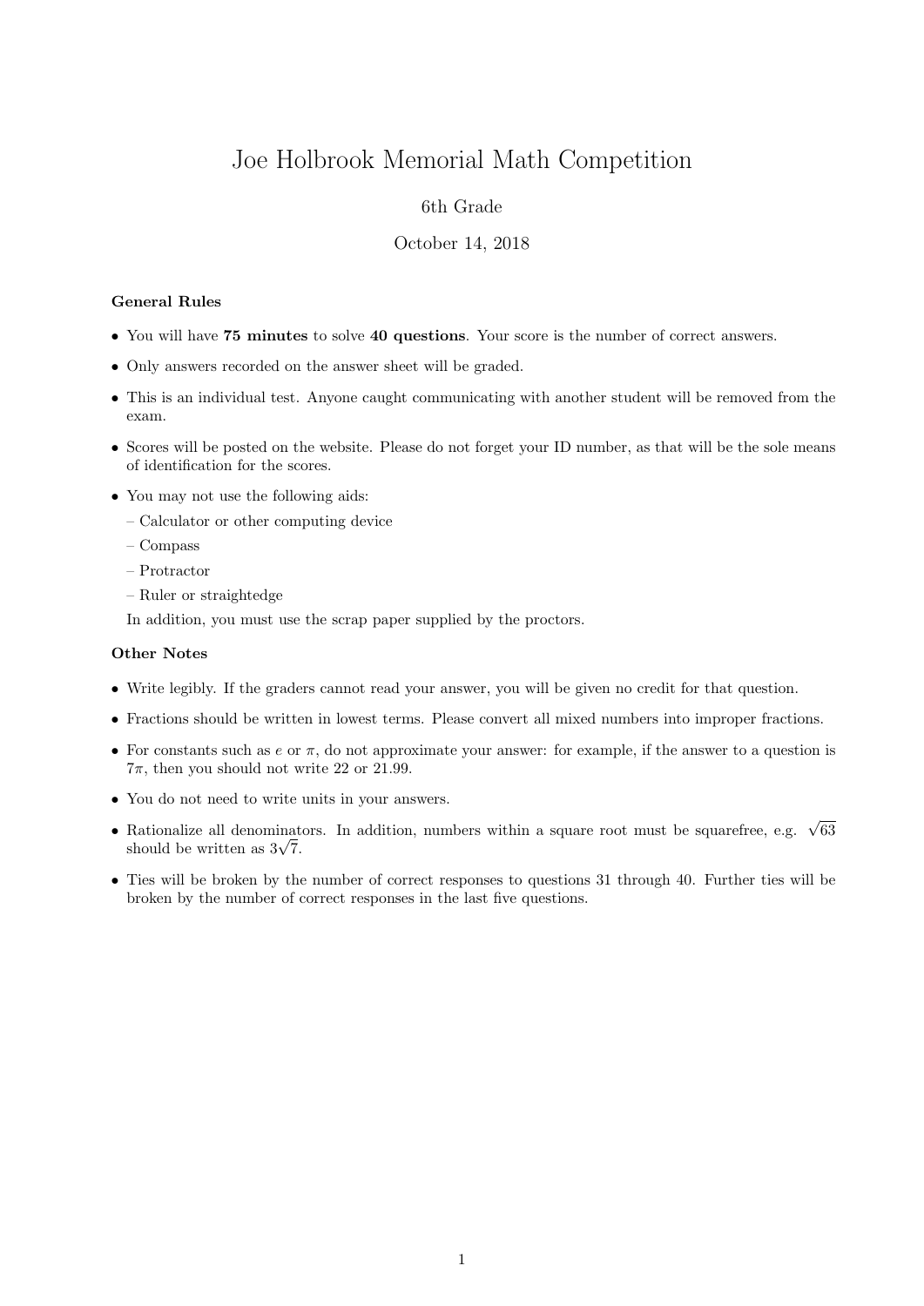# Joe Holbrook Memorial Math Competition

6th Grade

October 14, 2018

**General Rules**

- You will have **75 minutes** to solve **40 questions**. Your score is the number of correct answers.
- Only answers recorded on the answer sheet will be graded.
- This is an individual test. Anyone caught communicating with another student will be removed from the exam.
- Scores will be posted on the website. Please do not forget your ID number, as that will be the sole means of identification for the scores.
- You may not use the following aids:
  - Calculator or other computing device
  - Compass
  - Protractor
  - Ruler or straightedge

  In addition, you must use the scrap paper supplied by the proctors.

**Other Notes**

- Write legibly. If the graders cannot read your answer, you will be given no credit for that question.
- Fractions should be written in lowest terms. Please convert all mixed numbers into improper fractions.
- For constants such as $e$ or $\pi$, do not approximate your answer: for example, if the answer to a question is $7\pi$, then you should not write 22 or 21.99.
- You do not need to write units in your answers.
- Rationalize all denominators. In addition, numbers within a square root must be squarefree, e.g. $\sqrt{63}$ should be written as $3\sqrt{7}$.
- Ties will be broken by the number of correct responses to questions 31 through 40. Further ties will be broken by the number of correct responses in the last five questions.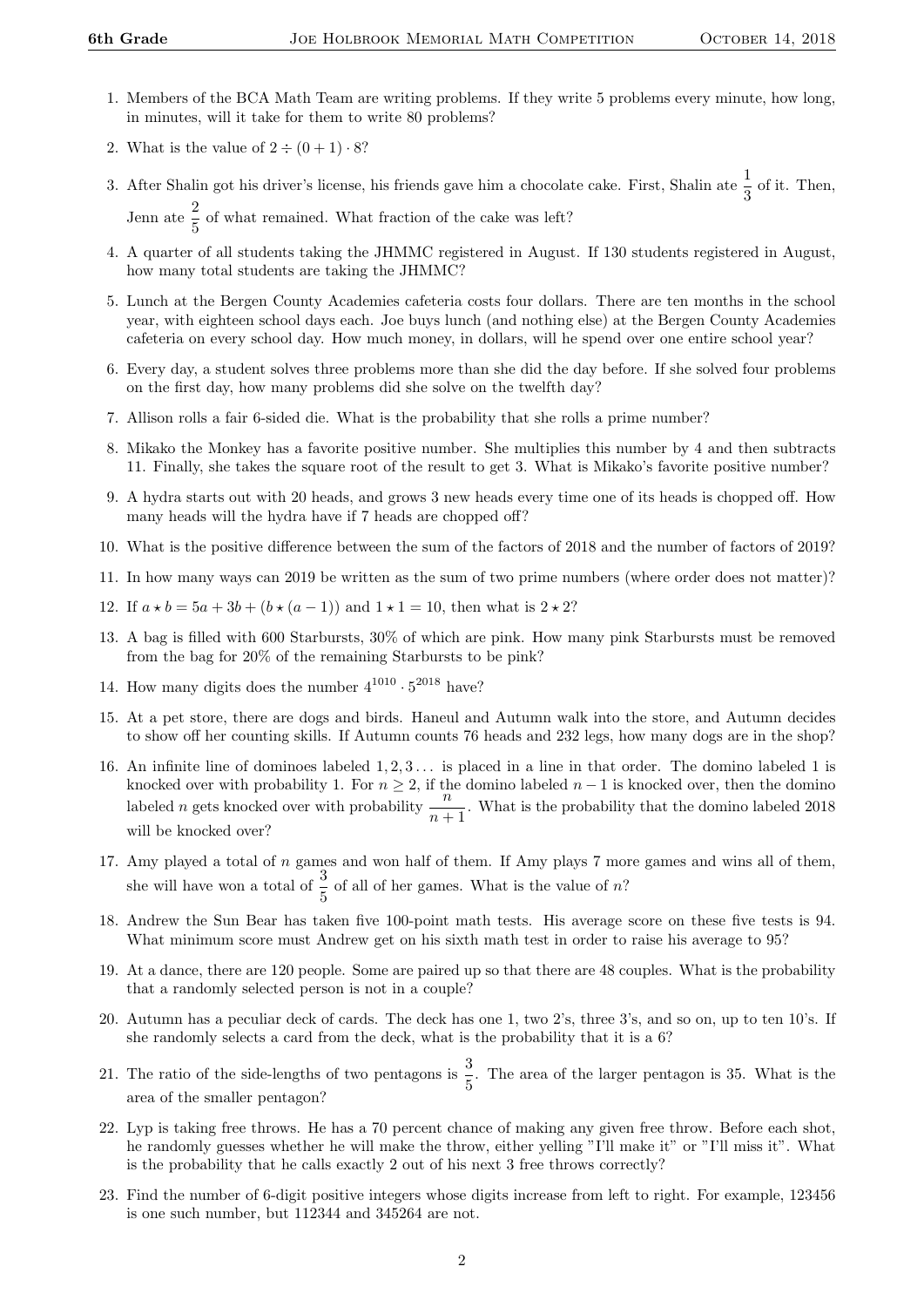1. Members of the BCA Math Team are writing problems. If they write 5 problems every minute, how long, in minutes, will it take for them to write 80 problems?

2. What is the value of $2 \div (0+1) \cdot 8$?

3. After Shalin got his driver's license, his friends gave him a chocolate cake. First, Shalin ate $\frac{1}{3}$ of it. Then, Jenn ate $\frac{2}{5}$ of what remained. What fraction of the cake was left?

4. A quarter of all students taking the JHMMC registered in August. If 130 students registered in August, how many total students are taking the JHMMC?

5. Lunch at the Bergen County Academies cafeteria costs four dollars. There are ten months in the school year, with eighteen school days each. Joe buys lunch (and nothing else) at the Bergen County Academies cafeteria on every school day. How much money, in dollars, will he spend over one entire school year?

6. Every day, a student solves three problems more than she did the day before. If she solved four problems on the first day, how many problems did she solve on the twelfth day?

7. Allison rolls a fair 6-sided die. What is the probability that she rolls a prime number?

8. Mikako the Monkey has a favorite positive number. She multiplies this number by 4 and then subtracts 11. Finally, she takes the square root of the result to get 3. What is Mikako's favorite positive number?

9. A hydra starts out with 20 heads, and grows 3 new heads every time one of its heads is chopped off. How many heads will the hydra have if 7 heads are chopped off?

10. What is the positive difference between the sum of the factors of 2018 and the number of factors of 2019?

11. In how many ways can 2019 be written as the sum of two prime numbers (where order does not matter)?

12. If $a \star b = 5a + 3b + (b \star (a-1))$ and $1 \star 1 = 10$, then what is $2 \star 2$?

13. A bag is filled with 600 Starbursts, 30% of which are pink. How many pink Starbursts must be removed from the bag for 20% of the remaining Starbursts to be pink?

14. How many digits does the number $4^{1010} \cdot 5^{2018}$ have?

15. At a pet store, there are dogs and birds. Haneul and Autumn walk into the store, and Autumn decides to show off her counting skills. If Autumn counts 76 heads and 232 legs, how many dogs are in the shop?

16. An infinite line of dominoes labeled $1, 2, 3\ldots$ is placed in a line in that order. The domino labeled 1 is knocked over with probability 1. For $n \geq 2$, if the domino labeled $n-1$ is knocked over, then the domino labeled $n$ gets knocked over with probability $\frac{n}{n+1}$. What is the probability that the domino labeled 2018 will be knocked over?

17. Amy played a total of $n$ games and won half of them. If Amy plays 7 more games and wins all of them, she will have won a total of $\frac{3}{5}$ of all of her games. What is the value of $n$?

18. Andrew the Sun Bear has taken five 100-point math tests. His average score on these five tests is 94. What minimum score must Andrew get on his sixth math test in order to raise his average to 95?

19. At a dance, there are 120 people. Some are paired up so that there are 48 couples. What is the probability that a randomly selected person is not in a couple?

20. Autumn has a peculiar deck of cards. The deck has one 1, two 2's, three 3's, and so on, up to ten 10's. If she randomly selects a card from the deck, what is the probability that it is a 6?

21. The ratio of the side-lengths of two pentagons is $\frac{3}{5}$. The area of the larger pentagon is 35. What is the area of the smaller pentagon?

22. Lyp is taking free throws. He has a 70 percent chance of making any given free throw. Before each shot, he randomly guesses whether he will make the throw, either yelling "I'll make it" or "I'll miss it". What is the probability that he calls exactly 2 out of his next 3 free throws correctly?

23. Find the number of 6-digit positive integers whose digits increase from left to right. For example, 123456 is one such number, but 112344 and 345264 are not.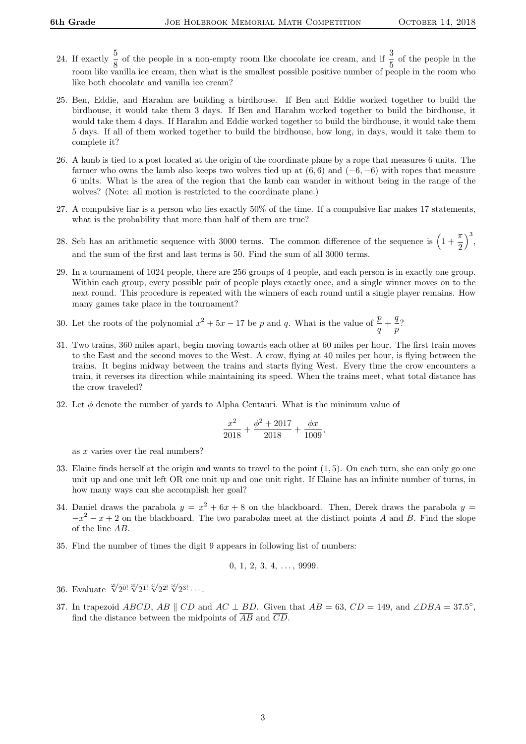24. If exactly $\frac{5}{8}$ of the people in a non-empty room like chocolate ice cream, and if $\frac{3}{5}$ of the people in the room like vanilla ice cream, then what is the smallest possible positive number of people in the room who like both chocolate and vanilla ice cream?

25. Ben, Eddie, and Harahm are building a birdhouse. If Ben and Eddie worked together to build the birdhouse, it would take them 3 days. If Ben and Harahm worked together to build the birdhouse, it would take them 4 days. If Harahm and Eddie worked together to build the birdhouse, it would take them 5 days. If all of them worked together to build the birdhouse, how long, in days, would it take them to complete it?

26. A lamb is tied to a post located at the origin of the coordinate plane by a rope that measures 6 units. The farmer who owns the lamb also keeps two wolves tied up at $(6, 6)$ and $(-6, -6)$ with ropes that measure 6 units. What is the area of the region that the lamb can wander in without being in the range of the wolves? (Note: all motion is restricted to the coordinate plane.)

27. A compulsive liar is a person who lies exactly 50% of the time. If a compulsive liar makes 17 statements, what is the probability that more than half of them are true?

28. Seb has an arithmetic sequence with 3000 terms. The common difference of the sequence is $\left(1+\frac{\pi}{2}\right)^3$, and the sum of the first and last terms is 50. Find the sum of all 3000 terms.

29. In a tournament of 1024 people, there are 256 groups of 4 people, and each person is in exactly one group. Within each group, every possible pair of people plays exactly once, and a single winner moves on to the next round. This procedure is repeated with the winners of each round until a single player remains. How many games take place in the tournament?

30. Let the roots of the polynomial $x^2 + 5x - 17$ be $p$ and $q$. What is the value of $\frac{p}{q} + \frac{q}{p}$?

31. Two trains, 360 miles apart, begin moving towards each other at 60 miles per hour. The first train moves to the East and the second moves to the West. A crow, flying at 40 miles per hour, is flying between the trains. It begins midway between the trains and starts flying West. Every time the crow encounters a train, it reverses its direction while maintaining its speed. When the trains meet, what total distance has the crow traveled?

32. Let $\phi$ denote the number of yards to Alpha Centauri. What is the minimum value of

$$\frac{x^2}{2018} + \frac{\phi^2 + 2017}{2018} + \frac{\phi x}{1009},$$

as $x$ varies over the real numbers?

33. Elaine finds herself at the origin and wants to travel to the point $(1, 5)$. On each turn, she can only go one unit up and one unit left OR one unit up and one unit right. If Elaine has an infinite number of turns, in how many ways can she accomplish her goal?

34. Daniel draws the parabola $y = x^2 + 6x + 8$ on the blackboard. Then, Derek draws the parabola $y = -x^2 - x + 2$ on the blackboard. The two parabolas meet at the distinct points $A$ and $B$. Find the slope of the line $AB$.

35. Find the number of times the digit 9 appears in following list of numbers:

$$0,\ 1,\ 2,\ 3,\ 4,\ \ldots,\ 9999.$$

36. Evaluate $\sqrt[2!]{2^{0!}}\ \sqrt[3!]{2^{1!}}\ \sqrt[4!]{2^{2!}}\ \sqrt[5!]{2^{3!}} \cdots$.

37. In trapezoid $ABCD$, $AB \parallel CD$ and $AC \perp BD$. Given that $AB = 63$, $CD = 149$, and $\angle DBA = 37.5^\circ$, find the distance between the midpoints of $\overline{AB}$ and $\overline{CD}$.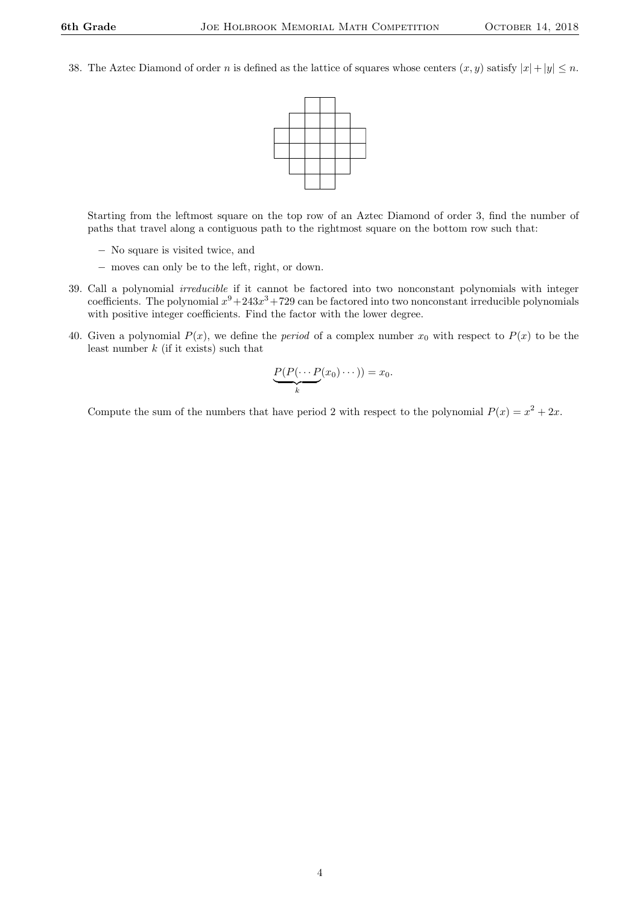38. The Aztec Diamond of order $n$ is defined as the lattice of squares whose centers $(x, y)$ satisfy $|x| + |y| \leq n$.

Starting from the leftmost square on the top row of an Aztec Diamond of order 3, find the number of paths that travel along a contiguous path to the rightmost square on the bottom row such that:

- No square is visited twice, and
- moves can only be to the left, right, or down.

39. Call a polynomial *irreducible* if it cannot be factored into two nonconstant polynomials with integer coefficients. The polynomial $x^9 + 243x^3 + 729$ can be factored into two nonconstant irreducible polynomials with positive integer coefficients. Find the factor with the lower degree.

40. Given a polynomial $P(x)$, we define the *period* of a complex number $x_0$ with respect to $P(x)$ to be the least number $k$ (if it exists) such that

$$\underbrace{P(P(\cdots P}_{k}(x_0)\cdots)) = x_0.$$

Compute the sum of the numbers that have period 2 with respect to the polynomial $P(x) = x^2 + 2x$.